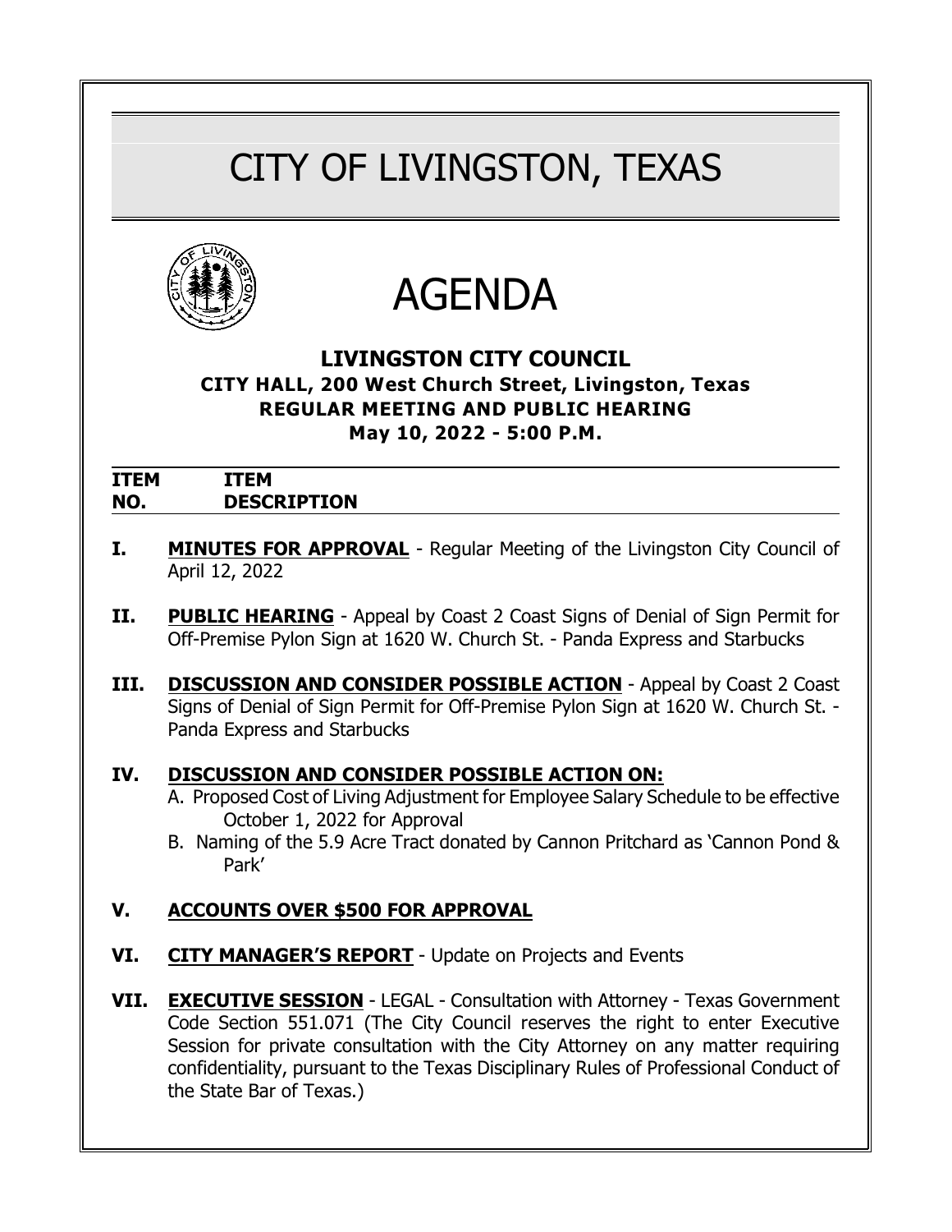# CITY OF LIVINGSTON, TEXAS

# AGENDA

## LIVINGSTON CITY COUNCIL

**CITY HALL, 200 West Church Street, Livingston, Texas**

**REGULAR MEETING AND PUBLIC HEARING**

**May 10, 2022 - 5:00 P.M.**

| ITEM NO. | ITEM DESCRIPTION |
|---|---|

**I.** **MINUTES FOR APPROVAL** - Regular Meeting of the Livingston City Council of April 12, 2022

**II.** **PUBLIC HEARING** - Appeal by Coast 2 Coast Signs of Denial of Sign Permit for Off-Premise Pylon Sign at 1620 W. Church St. - Panda Express and Starbucks

**III.** **DISCUSSION AND CONSIDER POSSIBLE ACTION** - Appeal by Coast 2 Coast Signs of Denial of Sign Permit for Off-Premise Pylon Sign at 1620 W. Church St. - Panda Express and Starbucks

**IV.** **DISCUSSION AND CONSIDER POSSIBLE ACTION ON:**

A. Proposed Cost of Living Adjustment for Employee Salary Schedule to be effective October 1, 2022 for Approval

B. Naming of the 5.9 Acre Tract donated by Cannon Pritchard as 'Cannon Pond & Park'

**V.** **ACCOUNTS OVER $500 FOR APPROVAL**

**VI.** **CITY MANAGER'S REPORT** - Update on Projects and Events

**VII.** **EXECUTIVE SESSION** - LEGAL - Consultation with Attorney - Texas Government Code Section 551.071 (The City Council reserves the right to enter Executive Session for private consultation with the City Attorney on any matter requiring confidentiality, pursuant to the Texas Disciplinary Rules of Professional Conduct of the State Bar of Texas.)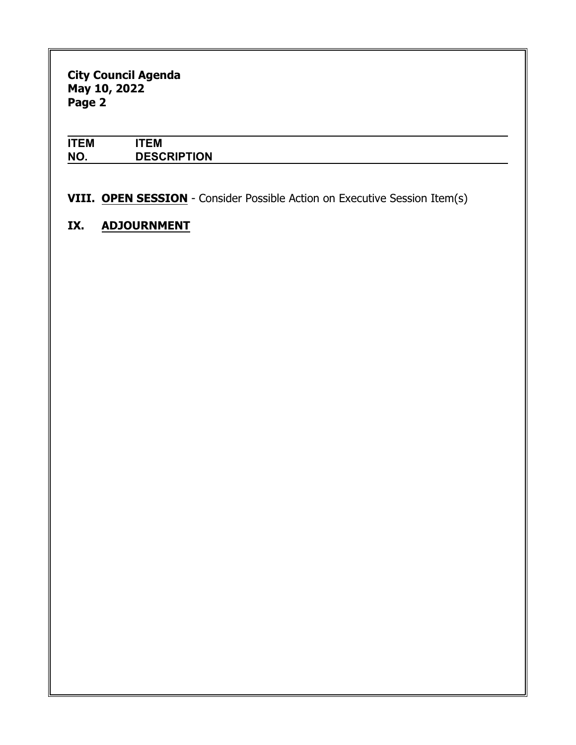| ITEM NO. | ITEM DESCRIPTION |
| --- | --- |

**VIII. OPEN SESSION** - Consider Possible Action on Executive Session Item(s)

**IX. ADJOURNMENT**